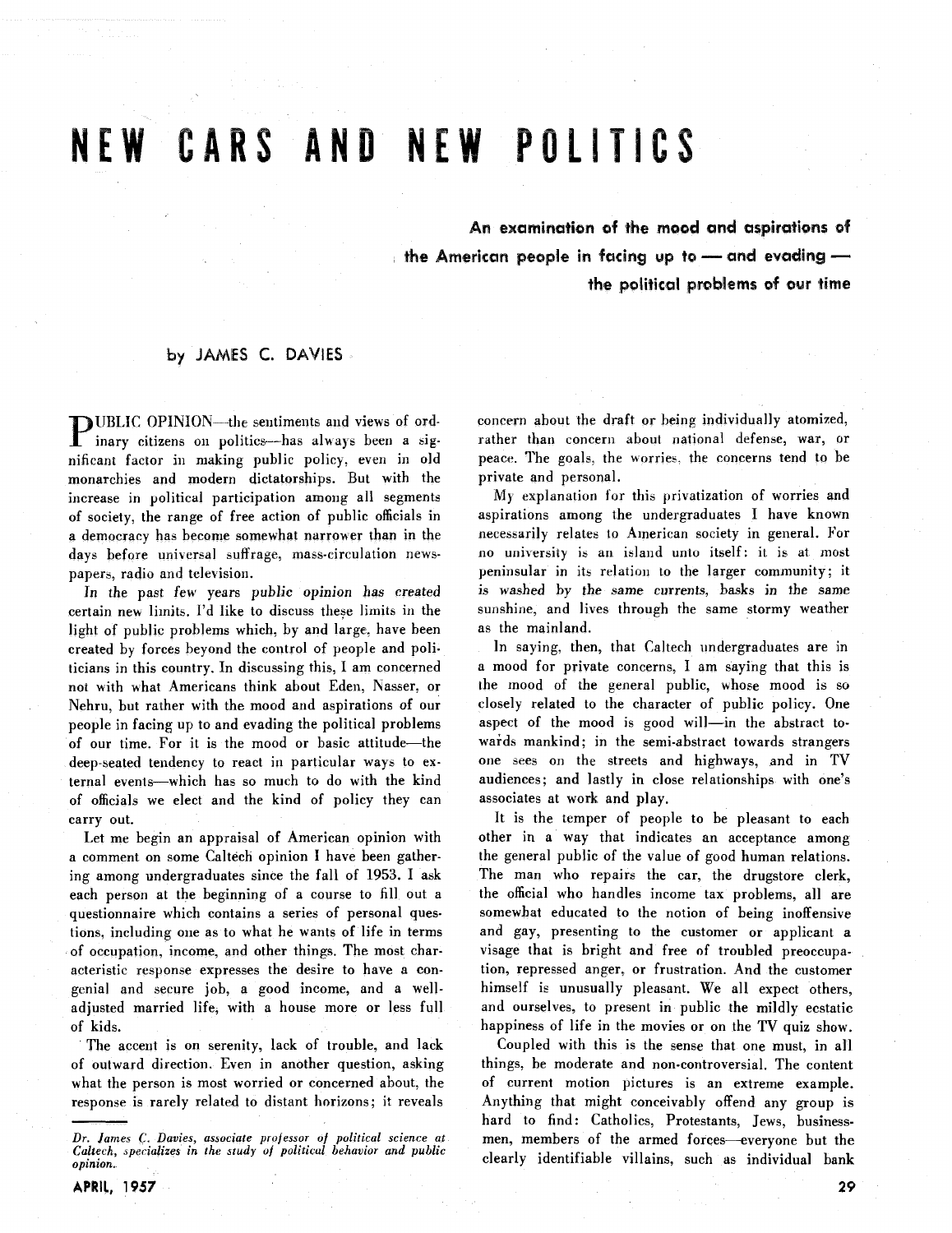# NEW CARS AND NEW POLITICS

**An examination of the mood and aspirations of the American people in facing up to — and evading — the political problems of our time**

by JAMES C. DAVIES

PUBLIC OPINION—the sentiments and views of ordinary citizens on politics—has always been a significant factor in making public policy, even in old monarchies and modern dictatorships. But with the increase in political participation among all segments of society, the range of free action of public officials in a democracy has become somewhat narrower than in the days before universal suffrage, mass-circulation newspapers, radio and television.

In the past few years public opinion has created certain new limits. I'd like to discuss these limits in the light of public problems which, by and large, have been created by forces beyond the control of people and politicians in this country. In discussing this, I am concerned not with what Americans think about Eden, Nasser, or Nehru, but rather with the mood and aspirations of our people in facing up to and evading the political problems of our time. For it is the mood or basic attitude—the deep-seated tendency to react in particular ways to external events—which has so much to do with the kind of officials we elect and the kind of policy they can carry out.

Let me begin an appraisal of American opinion with a comment on some Caltech opinion I have been gathering among undergraduates since the fall of 1953. I ask each person at the beginning of a course to fill out a questionnaire which contains a series of personal questions, including one as to what he wants of life in terms of occupation, income, and other things. The most characteristic response expresses the desire to have a congenial and secure job, a good income, and a well-adjusted married life, with a house more or less full of kids.

The accent is on serenity, lack of trouble, and lack of outward direction. Even in another question, asking what the person is most worried or concerned about, the response is rarely related to distant horizons; it reveals concern about the draft or being individually atomized, rather than concern about national defense, war, or peace. The goals, the worries, the concerns tend to be private and personal.

My explanation for this privatization of worries and aspirations among the undergraduates I have known necessarily relates to American society in general. For no university is an island unto itself: it is at most peninsular in its relation to the larger community; it is washed by the same currents, basks in the same sunshine, and lives through the same stormy weather as the mainland.

In saying, then, that Caltech undergraduates are in a mood for private concerns, I am saying that this is the mood of the general public, whose mood is so closely related to the character of public policy. One aspect of the mood is good will—in the abstract towards mankind; in the semi-abstract towards strangers one sees on the streets and highways, and in TV audiences; and lastly in close relationships with one's associates at work and play.

It is the temper of people to be pleasant to each other in a way that indicates an acceptance among the general public of the value of good human relations. The man who repairs the car, the drugstore clerk, the official who handles income tax problems, all are somewhat educated to the notion of being inoffensive and gay, presenting to the customer or applicant a visage that is bright and free of troubled preoccupation, repressed anger, or frustration. And the customer himself is unusually pleasant. We all expect others, and ourselves, to present in public the mildly ecstatic happiness of life in the movies or on the TV quiz show.

Coupled with this is the sense that one must, in all things, be moderate and non-controversial. The content of current motion pictures is an extreme example. Anything that might conceivably offend any group is hard to find: Catholics, Protestants, Jews, businessmen, members of the armed forces—everyone but the clearly identifiable villains, such as individual bank

---

*Dr. James C. Davies, associate professor of political science at Caltech, specializes in the study of political behavior and public opinion.*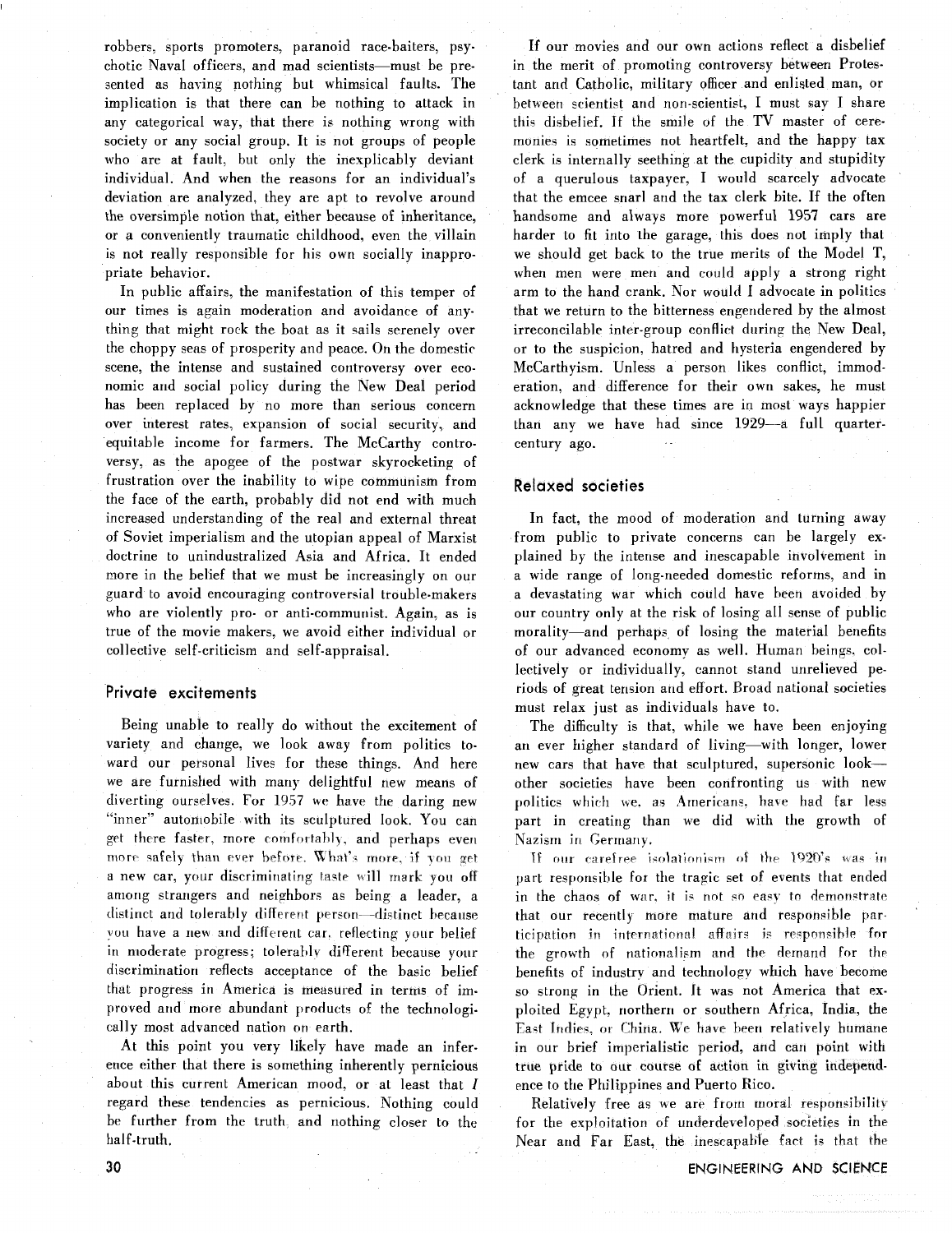robbers, sports promoters, paranoid race-baiters, psychotic Naval officers, and mad scientists—must be presented as having nothing but whimsical faults. The implication is that there can be nothing to attack in any categorical way, that there is nothing wrong with society or any social group. It is not groups of people who are at fault, but only the inexplicably deviant individual. And when the reasons for an individual's deviation are analyzed, they are apt to revolve around the oversimple notion that, either because of inheritance, or a conveniently traumatic childhood, even the villain is not really responsible for his own socially inappropriate behavior.

In public affairs, the manifestation of this temper of our times is again moderation and avoidance of anything that might rock the boat as it sails serenely over the choppy seas of prosperity and peace. On the domestic scene, the intense and sustained controversy over economic and social policy during the New Deal period has been replaced by no more than serious concern over interest rates, expansion of social security, and equitable income for farmers. The McCarthy controversy, as the apogee of the postwar skyrocketing of frustration over the inability to wipe communism from the face of the earth, probably did not end with much increased understanding of the real and external threat of Soviet imperialism and the utopian appeal of Marxist doctrine to unindustralized Asia and Africa. It ended more in the belief that we must be increasingly on our guard to avoid encouraging controversial trouble-makers who are violently pro- or anti-communist. Again, as is true of the movie makers, we avoid either individual or collective self-criticism and self-appraisal.

## Private excitements

Being unable to really do without the excitement of variety and change, we look away from politics toward our personal lives for these things. And here we are furnished with many delightful new means of diverting ourselves. For 1957 we have the daring new "inner" automobile with its sculptured look. You can get there faster, more comfortably, and perhaps even more safely than ever before. What's more, if you get a new car, your discriminating taste will mark you off among strangers and neighbors as being a leader, a distinct and tolerably different person—distinct because you have a new and different car, reflecting your belief in moderate progress; tolerably different because your discrimination reflects acceptance of the basic belief that progress in America is measured in terms of improved and more abundant products of the technologically most advanced nation on earth.

At this point you very likely have made an inference either that there is something inherently pernicious about this current American mood, or at least that *I* regard these tendencies as pernicious. Nothing could be further from the truth, and nothing closer to the half-truth.

If our movies and our own actions reflect a disbelief in the merit of promoting controversy between Protestant and Catholic, military officer and enlisted man, or between scientist and non-scientist, I must say I share this disbelief. If the smile of the TV master of ceremonies is sometimes not heartfelt, and the happy tax clerk is internally seething at the cupidity and stupidity of a querulous taxpayer, I would scarcely advocate that the emcee snarl and the tax clerk bite. If the often handsome and always more powerful 1957 cars are harder to fit into the garage, this does not imply that we should get back to the true merits of the Model T, when men were men and could apply a strong right arm to the hand crank. Nor would I advocate in politics that we return to the bitterness engendered by the almost irreconcilable inter-group conflict during the New Deal, or to the suspicion, hatred and hysteria engendered by McCarthyism. Unless a person likes conflict, immoderation, and difference for their own sakes, he must acknowledge that these times are in most ways happier than any we have had since 1929—a full quarter-century ago.

## Relaxed societies

In fact, the mood of moderation and turning away from public to private concerns can be largely explained by the intense and inescapable involvement in a wide range of long-needed domestic reforms, and in a devastating war which could have been avoided by our country only at the risk of losing all sense of public morality—and perhaps of losing the material benefits of our advanced economy as well. Human beings, collectively or individually, cannot stand unrelieved periods of great tension and effort. Broad national societies must relax just as individuals have to.

The difficulty is that, while we have been enjoying an ever higher standard of living—with longer, lower new cars that have that sculptured, supersonic look—other societies have been confronting us with new politics which we, as Americans, have had far less part in creating than we did with the growth of Nazism in Germany.

If our carefree isolationism of the 1920's was in part responsible for the tragic set of events that ended in the chaos of war, it is not so easy to demonstrate that our recently more mature and responsible participation in international affairs is responsible for the growth of nationalism and the demand for the benefits of industry and technology which have become so strong in the Orient. It was not America that exploited Egypt, northern or southern Africa, India, the East Indies, or China. We have been relatively humane in our brief imperialistic period, and can point with true pride to our course of action in giving independence to the Philippines and Puerto Rico.

Relatively free as we are from moral responsibility for the exploitation of underdeveloped societies in the Near and Far East, the inescapable fact is that the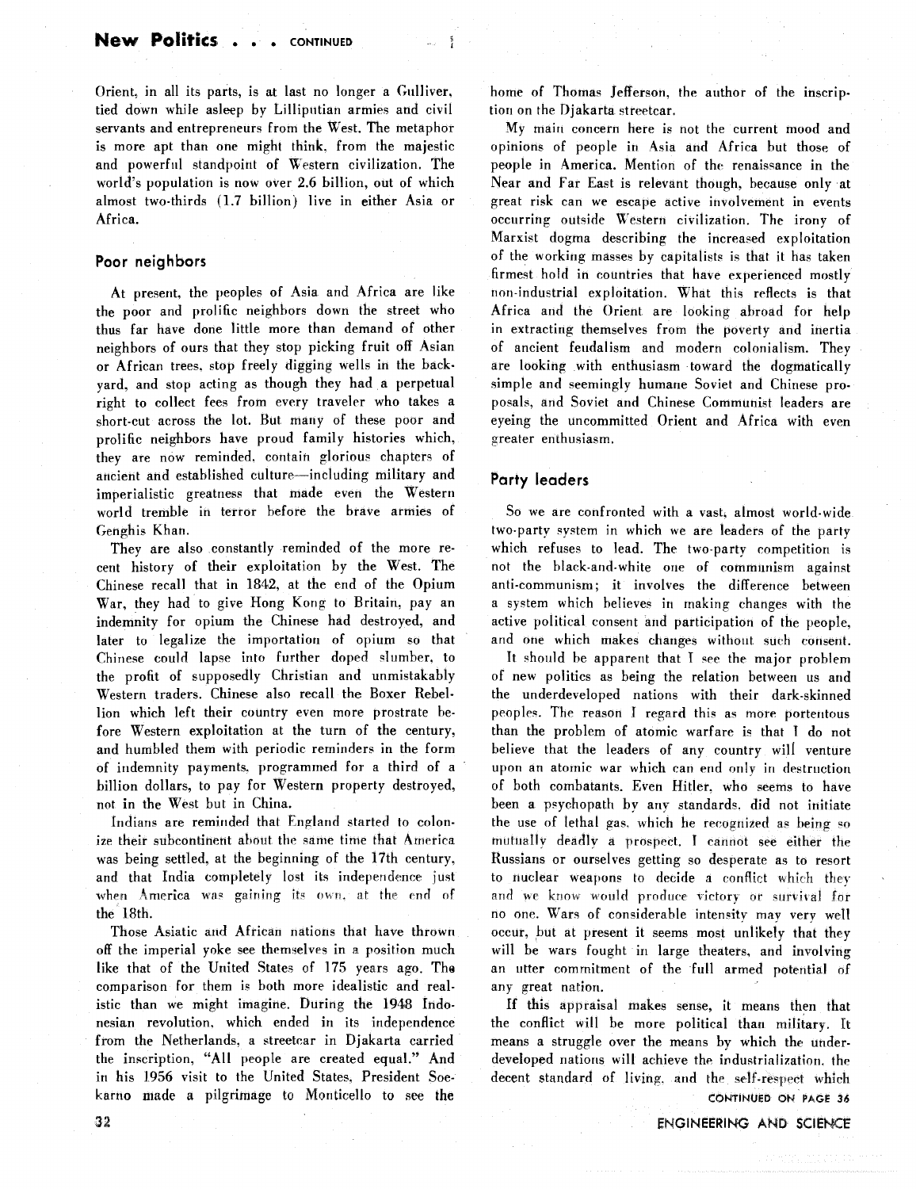Orient, in all its parts, is at last no longer a Gulliver, tied down while asleep by Lilliputian armies and civil servants and entrepreneurs from the West. The metaphor is more apt than one might think, from the majestic and powerful standpoint of Western civilization. The world's population is now over 2.6 billion, out of which almost two-thirds (1.7 billion) live in either Asia or Africa.

## Poor neighbors

At present, the peoples of Asia and Africa are like the poor and prolific neighbors down the street who thus far have done little more than demand of other neighbors of ours that they stop picking fruit off Asian or African trees, stop freely digging wells in the backyard, and stop acting as though they had a perpetual right to collect fees from every traveler who takes a short-cut across the lot. But many of these poor and prolific neighbors have proud family histories which, they are now reminded, contain glorious chapters of ancient and established culture—including military and imperialistic greatness that made even the Western world tremble in terror before the brave armies of Genghis Khan.

They are also constantly reminded of the more recent history of their exploitation by the West. The Chinese recall that in 1842, at the end of the Opium War, they had to give Hong Kong to Britain, pay an indemnity for opium the Chinese had destroyed, and later to legalize the importation of opium so that Chinese could lapse into further doped slumber, to the profit of supposedly Christian and unmistakably Western traders. Chinese also recall the Boxer Rebellion which left their country even more prostrate before Western exploitation at the turn of the century, and humbled them with periodic reminders in the form of indemnity payments, programmed for a third of a billion dollars, to pay for Western property destroyed, not in the West but in China.

Indians are reminded that England started to colonize their subcontinent about the same time that America was being settled, at the beginning of the 17th century, and that India completely lost its independence just when America was gaining its own, at the end of the 18th.

Those Asiatic and African nations that have thrown off the imperial yoke see themselves in a position much like that of the United States of 175 years ago. The comparison for them is both more idealistic and realistic than we might imagine. During the 1948 Indonesian revolution, which ended in its independence from the Netherlands, a streetcar in Djakarta carried the inscription, "All people are created equal." And in his 1956 visit to the United States, President Soekarno made a pilgrimage to Monticello to see the home of Thomas Jefferson, the author of the inscription on the Djakarta streetcar.

My main concern here is not the current mood and opinions of people in Asia and Africa but those of people in America. Mention of the renaissance in the Near and Far East is relevant though, because only at great risk can we escape active involvement in events occurring outside Western civilization. The irony of Marxist dogma describing the increased exploitation of the working masses by capitalists is that it has taken firmest hold in countries that have experienced mostly non-industrial exploitation. What this reflects is that Africa and the Orient are looking abroad for help in extracting themselves from the poverty and inertia of ancient feudalism and modern colonialism. They are looking with enthusiasm toward the dogmatically simple and seemingly humane Soviet and Chinese proposals, and Soviet and Chinese Communist leaders are eyeing the uncommitted Orient and Africa with even greater enthusiasm.

## Party leaders

So we are confronted with a vast, almost world-wide two-party system in which we are leaders of the party which refuses to lead. The two-party competition is not the black-and-white one of communism against anti-communism; it involves the difference between a system which believes in making changes with the active political consent and participation of the people, and one which makes changes without such consent.

It should be apparent that I see the major problem of new politics as being the relation between us and the underdeveloped nations with their dark-skinned peoples. The reason I regard this as more portentous than the problem of atomic warfare is that I do not believe that the leaders of any country will venture upon an atomic war which can end only in destruction of both combatants. Even Hitler, who seems to have been a psychopath by any standards, did not initiate the use of lethal gas, which he recognized as being so mutually deadly a prospect. I cannot see either the Russians or ourselves getting so desperate as to resort to nuclear weapons to decide a conflict which they and we know would produce victory or survival for no one. Wars of considerable intensity may very well occur, but at present it seems most unlikely that they will be wars fought in large theaters, and involving an utter commitment of the full armed potential of any great nation.

If this appraisal makes sense, it means then that the conflict will be more political than military. It means a struggle over the means by which the underdeveloped nations will achieve the industrialization, the decent standard of living, and the self-respect which

CONTINUED ON PAGE 36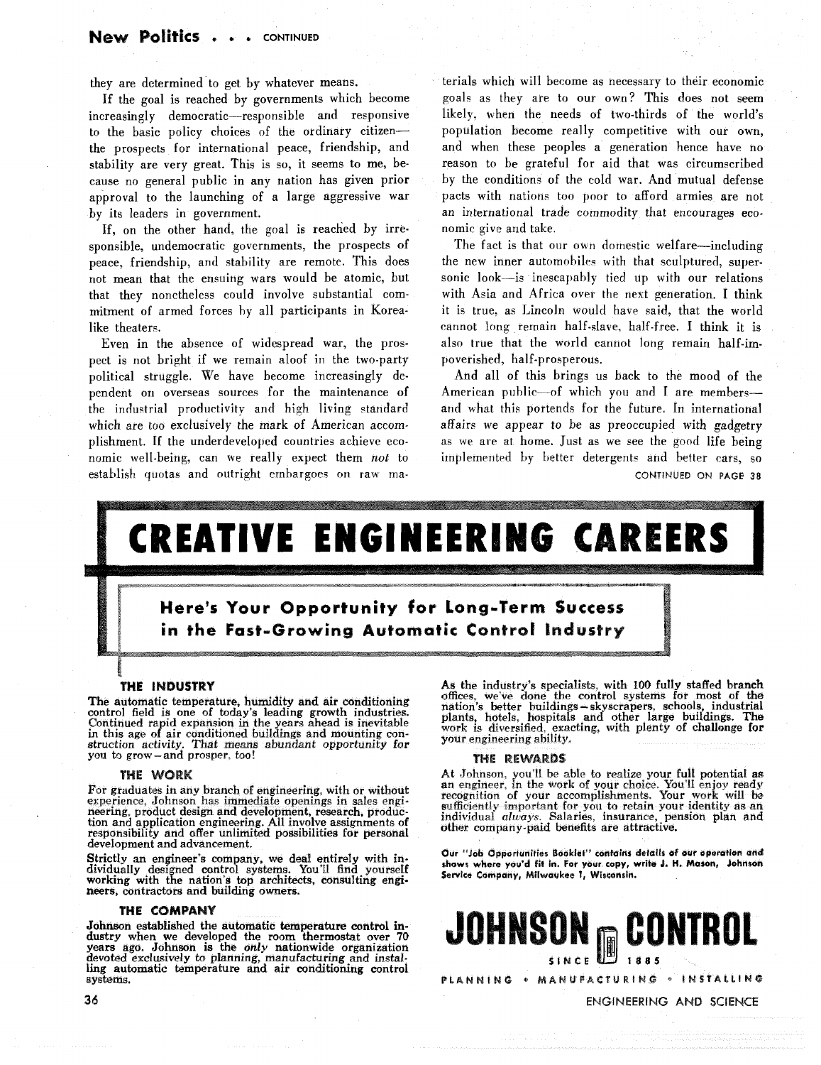they are determined to get by whatever means.

If the goal is reached by governments which become increasingly democratic—responsible and responsive to the basic policy choices of the ordinary citizen—the prospects for international peace, friendship, and stability are very great. This is so, it seems to me, because no general public in any nation has given prior approval to the launching of a large aggressive war by its leaders in government.

If, on the other hand, the goal is reached by irresponsible, undemocratic governments, the prospects of peace, friendship, and stability are remote. This does not mean that the ensuing wars would be atomic, but that they nonetheless could involve substantial commitment of armed forces by all participants in Korea-like theaters.

Even in the absence of widespread war, the prospect is not bright if we remain aloof in the two-party political struggle. We have become increasingly dependent on overseas sources for the maintenance of the industrial productivity and high living standard which are too exclusively the mark of American accomplishment. If the underdeveloped countries achieve economic well-being, can we really expect them *not* to establish quotas and outright embargoes on raw materials which will become as necessary to their economic goals as they are to our own? This does not seem likely, when the needs of two-thirds of the world's population become really competitive with our own, and when these peoples a generation hence have no reason to be grateful for aid that was circumscribed by the conditions of the cold war. And mutual defense pacts with nations too poor to afford armies are not an international trade commodity that encourages economic give and take.

The fact is that our own domestic welfare—including the new inner automobiles with that sculptured, supersonic look—is inescapably tied up with our relations with Asia and Africa over the next generation. I think it is true, as Lincoln would have said, that the world cannot long remain half-slave, half-free. I think it is also true that the world cannot long remain half-impoverished, half-prosperous.

And all of this brings us back to the mood of the American public—of which you and I are members—and what this portends for the future. In international affairs we appear to be as preoccupied with gadgetry as we are at home. Just as we see the good life being implemented by better detergents and better cars, so

CONTINUED ON PAGE 38

# CREATIVE ENGINEERING CAREERS

## Here's Your Opportunity for Long-Term Success in the Fast-Growing Automatic Control Industry

### THE INDUSTRY

The automatic temperature, humidity and air conditioning control field is one of today's leading growth industries. Continued rapid expansion in the years ahead is inevitable in this age of air conditioned buildings and mounting construction activity. That means abundant opportunity for you to grow—and prosper, too!

### THE WORK

For graduates in any branch of engineering, with or without experience, Johnson has immediate openings in sales engineering, product design and development, research, production and application engineering. All involve assignments of responsibility and offer unlimited possibilities for personal development and advancement.

Strictly an engineer's company, we deal entirely with individually designed control systems. You'll find yourself working with the nation's top architects, consulting engineers, contractors and building owners.

### THE COMPANY

Johnson established the automatic temperature control industry when we developed the room thermostat over 70 years ago. Johnson is the *only* nationwide organization devoted exclusively to planning, manufacturing and installing automatic temperature and air conditioning control systems.

As the industry's specialists, with 100 fully staffed branch offices, we've done the control systems for most of the nation's better buildings—skyscrapers, schools, industrial plants, hotels, hospitals and other large buildings. The work is diversified, exacting, with plenty of challenge for your engineering ability.

### THE REWARDS

At Johnson, you'll be able to realize your full potential as an engineer, in the work of your choice. You'll enjoy ready recognition of your accomplishments. Your work will be sufficiently important for you to retain your identity as an individual *always*. Salaries, insurance, pension plan and other company-paid benefits are attractive.

**Our "Job Opportunities Booklet" contains details of our operation and shows where you'd fit in. For your copy, write J. H. Mason, Johnson Service Company, Milwaukee 1, Wisconsin.**

# JOHNSON CONTROL

SINCE 1885

PLANNING • MANUFACTURING • INSTALLING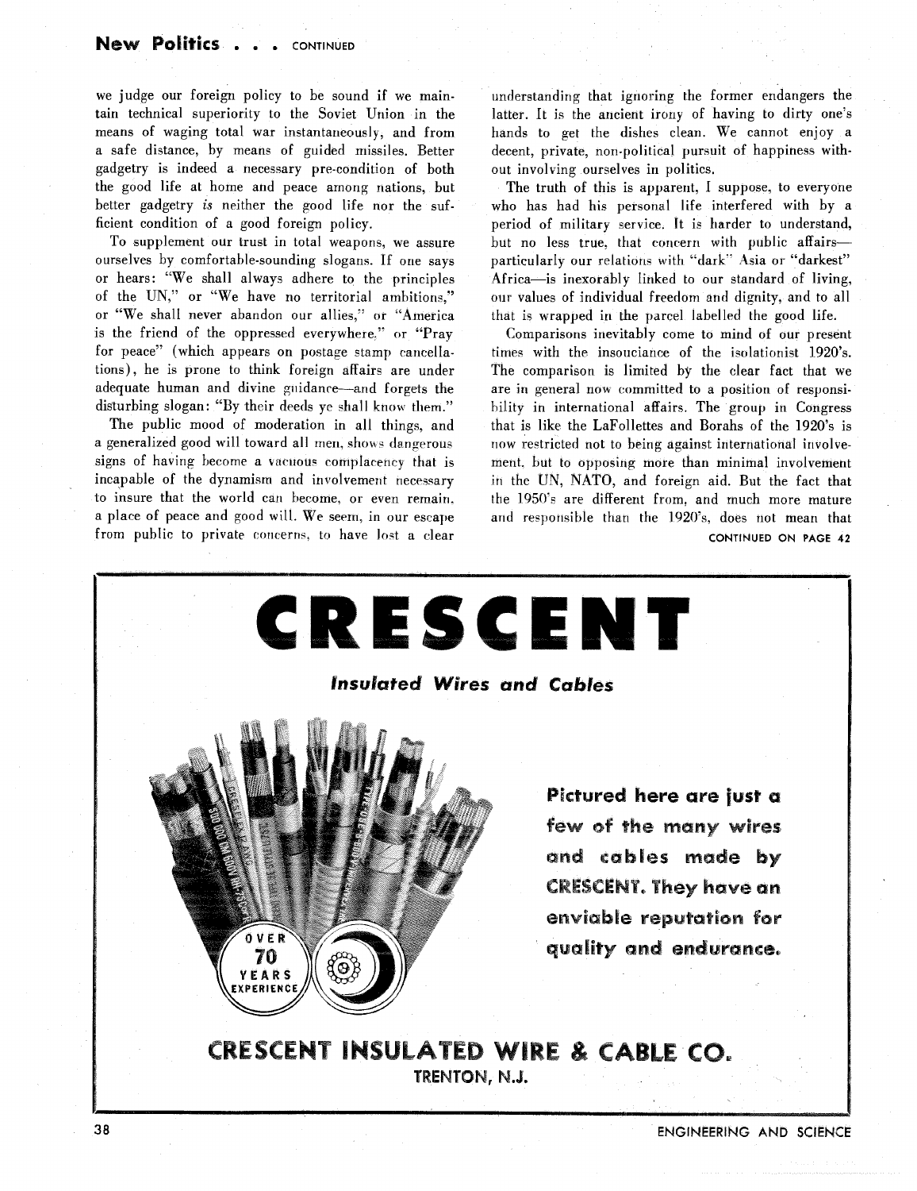we judge our foreign policy to be sound if we maintain technical superiority to the Soviet Union in the means of waging total war instantaneously, and from a safe distance, by means of guided missiles. Better gadgetry is indeed a necessary pre-condition of both the good life at home and peace among nations, but better gadgetry *is* neither the good life nor the sufficient condition of a good foreign policy.

To supplement our trust in total weapons, we assure ourselves by comfortable-sounding slogans. If one says or hears: "We shall always adhere to the principles of the UN," or "We have no territorial ambitions," or "We shall never abandon our allies," or "America is the friend of the oppressed everywhere," or "Pray for peace" (which appears on postage stamp cancellations), he is prone to think foreign affairs are under adequate human and divine guidance—and forgets the disturbing slogan: "By their deeds ye shall know them."

The public mood of moderation in all things, and a generalized good will toward all men, shows dangerous signs of having become a vacuous complacency that is incapable of the dynamism and involvement necessary to insure that the world can become, or even remain, a place of peace and good will. We seem, in our escape from public to private concerns, to have lost a clear understanding that ignoring the former endangers the latter. It is the ancient irony of having to dirty one's hands to get the dishes clean. We cannot enjoy a decent, private, non-political pursuit of happiness without involving ourselves in politics.

The truth of this is apparent, I suppose, to everyone who has had his personal life interfered with by a period of military service. It is harder to understand, but no less true, that concern with public affairs—particularly our relations with "dark" Asia or "darkest" Africa—is inexorably linked to our standard of living, our values of individual freedom and dignity, and to all that is wrapped in the parcel labelled the good life.

Comparisons inevitably come to mind of our present times with the insouciance of the isolationist 1920's. The comparison is limited by the clear fact that we are in general now committed to a position of responsibility in international affairs. The group in Congress that is like the LaFollettes and Borahs of the 1920's is now restricted not to being against international involvement, but to opposing more than minimal involvement in the UN, NATO, and foreign aid. But the fact that the 1950's are different from, and much more mature and responsible than the 1920's, does not mean that

CONTINUED ON PAGE 42

# CRESCENT

***Insulated Wires and Cables***

OVER 70 YEARS EXPERIENCE

**Pictured here are just a few of the many wires and cables made by CRESCENT. They have an enviable reputation for quality and endurance.**

**CRESCENT INSULATED WIRE & CABLE CO.**
TRENTON, N.J.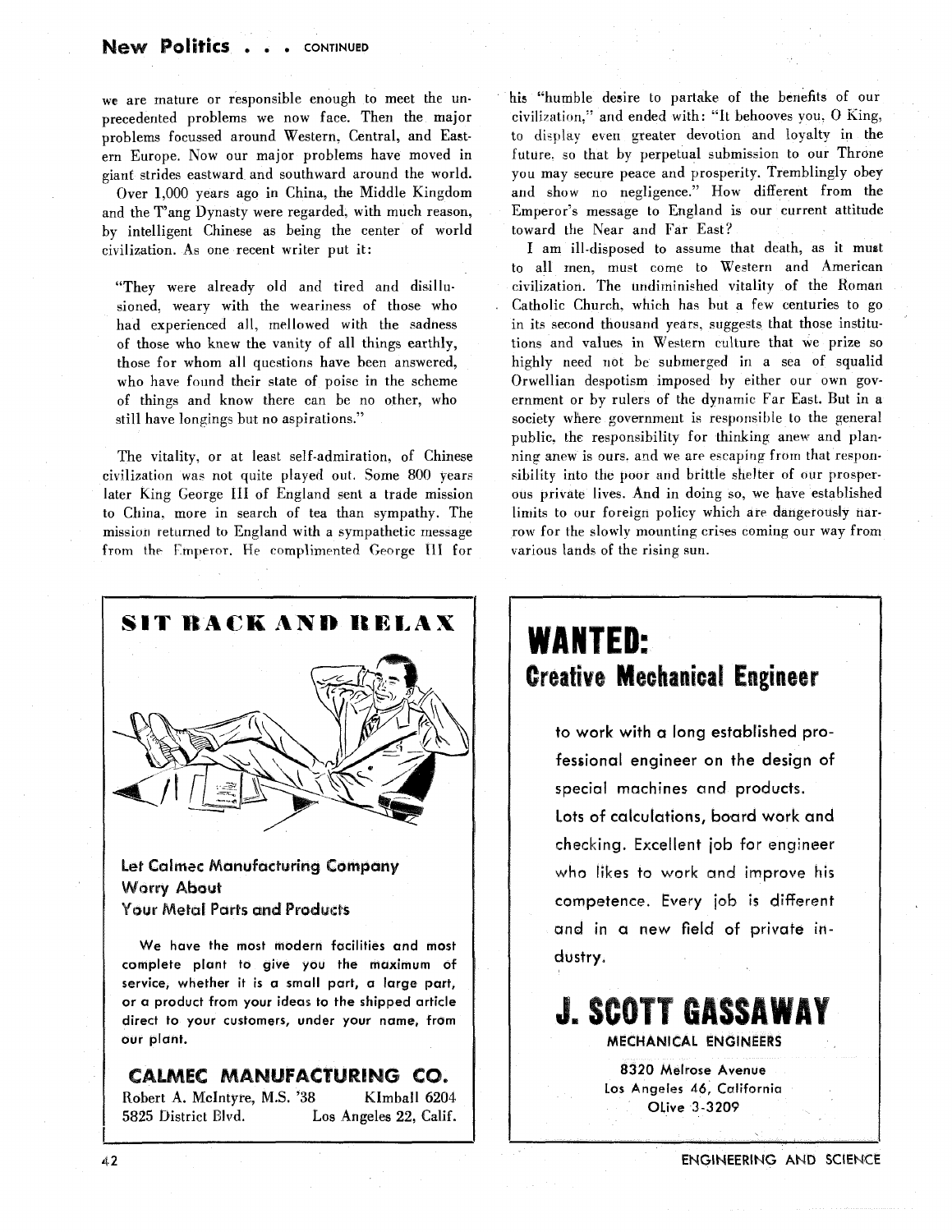## New Politics . . . CONTINUED

we are mature or responsible enough to meet the unprecedented problems we now face. Then the major problems focussed around Western, Central, and Eastern Europe. Now our major problems have moved in giant strides eastward and southward around the world.

Over 1,000 years ago in China, the Middle Kingdom and the T'ang Dynasty were regarded, with much reason, by intelligent Chinese as being the center of world civilization. As one recent writer put it:

> "They were already old and tired and disillusioned, weary with the weariness of those who had experienced all, mellowed with the sadness of those who knew the vanity of all things earthly, those for whom all questions have been answered, who have found their state of poise in the scheme of things and know there can be no other, who still have longings but no aspirations."

The vitality, or at least self-admiration, of Chinese civilization was not quite played out. Some 800 years later King George III of England sent a trade mission to China, more in search of tea than sympathy. The mission returned to England with a sympathetic message from the Emperor. He complimented George III for his "humble desire to partake of the benefits of our civilization," and ended with: "It behooves you, O King, to display even greater devotion and loyalty in the future, so that by perpetual submission to our Throne you may secure peace and prosperity. Tremblingly obey and show no negligence." How different from the Emperor's message to England is our current attitude toward the Near and Far East?

I am ill-disposed to assume that death, as it must to all men, must come to Western and American civilization. The undiminished vitality of the Roman Catholic Church, which has but a few centuries to go in its second thousand years, suggests that those institutions and values in Western culture that we prize so highly need not be submerged in a sea of squalid Orwellian despotism imposed by either our own government or by rulers of the dynamic Far East. But in a society where government is responsible to the general public, the responsibility for thinking anew and planning anew is ours, and we are escaping from that responsibility into the poor and brittle shelter of our prosperous private lives. And in doing so, we have established limits to our foreign policy which are dangerously narrow for the slowly mounting crises coming our way from various lands of the rising sun.

---

**SIT BACK AND RELAX**

**Let Calmec Manufacturing Company Worry About Your Metal Parts and Products**

We have the most modern facilities and most complete plant to give you the maximum of service, whether it is a small part, a large part, or a product from your ideas to the shipped article direct to your customers, under your name, from our plant.

**CALMEC MANUFACTURING CO.**

Robert A. McIntyre, M.S. '38 — KImball 6204
5825 District Blvd. — Los Angeles 22, Calif.

---

**WANTED:**
**Creative Mechanical Engineer**

to work with a long established professional engineer on the design of special machines and products. Lots of calculations, board work and checking. Excellent job for engineer who likes to work and improve his competence. Every job is different and in a new field of private industry.

**J. SCOTT GASSAWAY**
MECHANICAL ENGINEERS

8320 Melrose Avenue
Los Angeles 46, California
OLive 3-3209